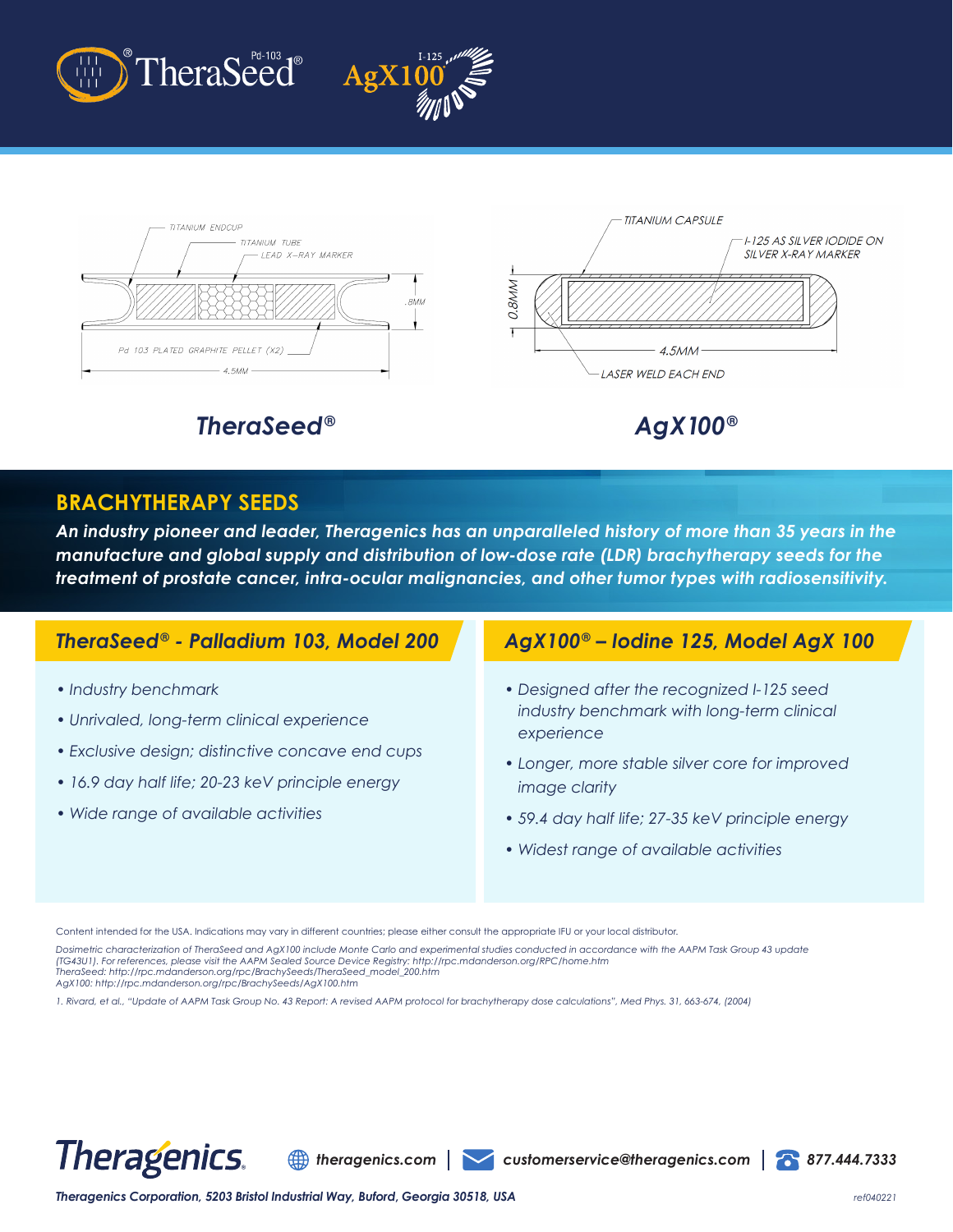TheraSeed® Pd-103 AgX100 I-125

TITANIUM ENDCUP
TITANIUM TUBE
LEAD X-RAY MARKER
.8MM
Pd 103 PLATED GRAPHITE PELLET (X2)
4.5MM

TITANIUM CAPSULE
I-125 AS SILVER IODIDE ON SILVER X-RAY MARKER
0.8MM
4.5MM
LASER WELD EACH END

**TheraSeed®** **AgX100®**

## BRACHYTHERAPY SEEDS

***An industry pioneer and leader, Theragenics has an unparalleled history of more than 35 years in the manufacture and global supply and distribution of low-dose rate (LDR) brachytherapy seeds for the treatment of prostate cancer, intra-ocular malignancies, and other tumor types with radiosensitivity.***

### TheraSeed® - Palladium 103, Model 200

- *Industry benchmark*
- *Unrivaled, long-term clinical experience*
- *Exclusive design; distinctive concave end cups*
- *16.9 day half life; 20-23 keV principle energy*
- *Wide range of available activities*

### AgX100® – Iodine 125, Model AgX 100

- *Designed after the recognized I-125 seed industry benchmark with long-term clinical experience*
- *Longer, more stable silver core for improved image clarity*
- *59.4 day half life; 27-35 keV principle energy*
- *Widest range of available activities*

Content intended for the USA. Indications may vary in different countries; please either consult the appropriate IFU or your local distributor.

*Dosimetric characterization of TheraSeed and AgX100 include Monte Carlo and experimental studies conducted in accordance with the AAPM Task Group 43 update (TG43U1). For references, please visit the AAPM Sealed Source Device Registry: http://rpc.mdanderson.org/RPC/home.htm*
*TheraSeed: http://rpc.mdanderson.org/rpc/BrachySeeds/TheraSeed_model_200.htm*
*AgX100: http://rpc.mdanderson.org/rpc/BrachySeeds/AgX100.htm*

*1. Rivard, et al., "Update of AAPM Task Group No. 43 Report: A revised AAPM protocol for brachytherapy dose calculations", Med Phys. 31, 663-674, (2004)*

**Theragenics** | **theragenics.com** | **customerservice@theragenics.com** | **877.444.7333**

***Theragenics Corporation, 5203 Bristol Industrial Way, Buford, Georgia 30518, USA***

ref040221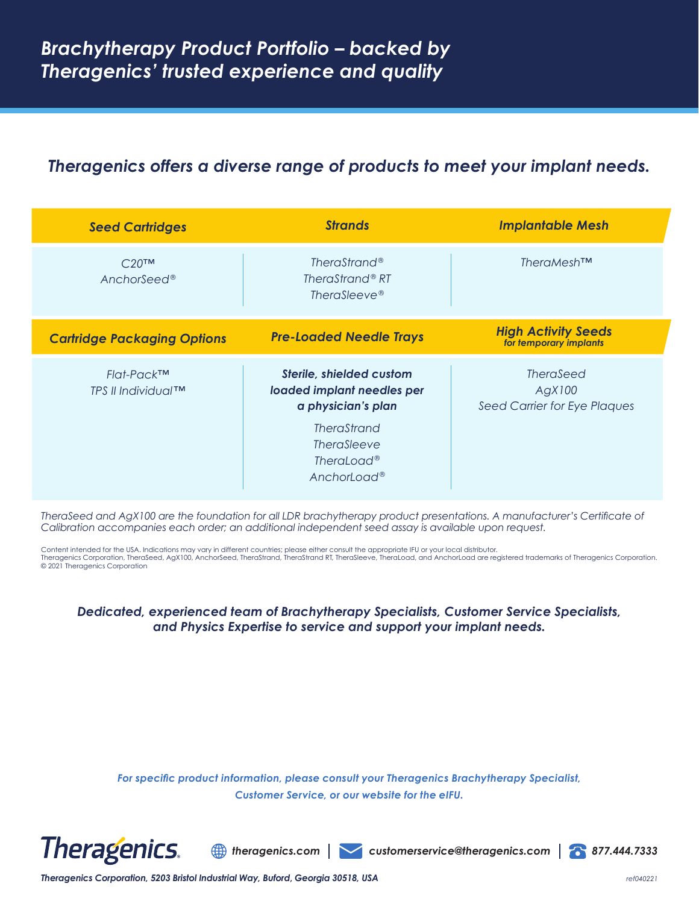# *Brachytherapy Product Portfolio – backed by Theragenics' trusted experience and quality*

## *Theragenics offers a diverse range of products to meet your implant needs.*

| ***Seed Cartridges*** | ***Strands*** | ***Implantable Mesh*** |
|---|---|---|
| *C20™*<br>*AnchorSeed®* | *TheraStrand®*<br>*TheraStrand® RT*<br>*TheraSleeve®* | *TheraMesh™* |
| ***Cartridge Packaging Options*** | ***Pre-Loaded Needle Trays*** | ***High Activity Seeds** for temporary implants* |
| *Flat-Pack™*<br>*TPS II Individual™* | ***Sterile, shielded custom loaded implant needles per a physician's plan***<br>*TheraStrand*<br>*TheraSleeve*<br>*TheraLoad®*<br>*AnchorLoad®* | *TheraSeed*<br>*AgX100*<br>*Seed Carrier for Eye Plaques* |

*TheraSeed and AgX100 are the foundation for all LDR brachytherapy product presentations. A manufacturer's Certificate of Calibration accompanies each order; an additional independent seed assay is available upon request.*

Content intended for the USA. Indications may vary in different countries; please either consult the appropriate IFU or your local distributor.
Theragenics Corporation, TheraSeed, AgX100, AnchorSeed, TheraStrand, TheraStrand RT, TheraSleeve, TheraLoad, and AnchorLoad are registered trademarks of Theragenics Corporation.
© 2021 Theragenics Corporation

***Dedicated, experienced team of Brachytherapy Specialists, Customer Service Specialists, and Physics Expertise to service and support your implant needs.***

***For specific product information, please consult your Theragenics Brachytherapy Specialist, Customer Service, or our website for the eIFU.***

Theragenics

***theragenics.com*** | ***customerservice@theragenics.com*** | ***877.444.7333***

***Theragenics Corporation, 5203 Bristol Industrial Way, Buford, Georgia 30518, USA***

*ref040221*